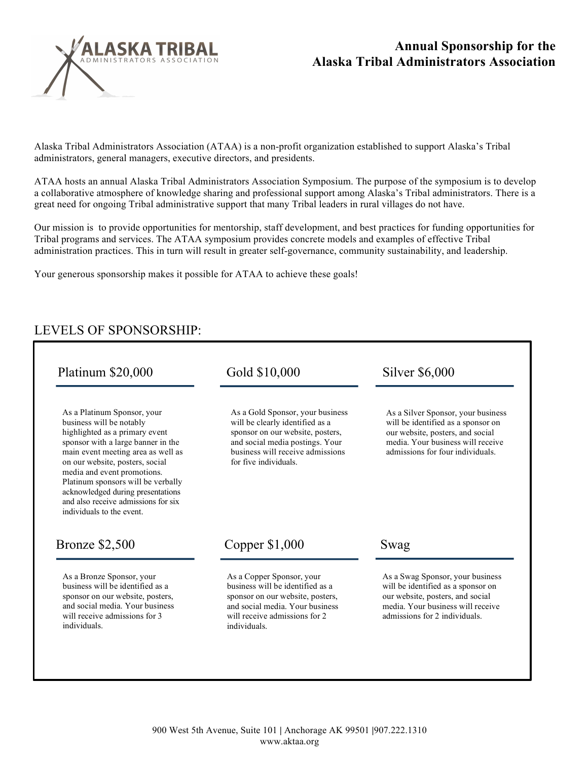# Annual Sponsorship for the Alaska Tribal Administrators Association

Alaska Tribal Administrators Association (ATAA) is a non-profit organization established to support Alaska's Tribal administrators, general managers, executive directors, and presidents.

ATAA hosts an annual Alaska Tribal Administrators Association Symposium. The purpose of the symposium is to develop a collaborative atmosphere of knowledge sharing and professional support among Alaska's Tribal administrators. There is a great need for ongoing Tribal administrative support that many Tribal leaders in rural villages do not have.

Our mission is to provide opportunities for mentorship, staff development, and best practices for funding opportunities for Tribal programs and services. The ATAA symposium provides concrete models and examples of effective Tribal administration practices. This in turn will result in greater self-governance, community sustainability, and leadership.

Your generous sponsorship makes it possible for ATAA to achieve these goals!

## LEVELS OF SPONSORSHIP:

### Platinum $20,000

As a Platinum Sponsor, your business will be notably highlighted as a primary event sponsor with a large banner in the main event meeting area as well as on our website, posters, social media and event promotions. Platinum sponsors will be verbally acknowledged during presentations and also receive admissions for six individuals to the event.

### Gold $10,000

As a Gold Sponsor, your business will be clearly identified as a sponsor on our website, posters, and social media postings. Your business will receive admissions for five individuals.

### Silver $6,000

As a Silver Sponsor, your business will be identified as a sponsor on our website, posters, and social media. Your business will receive admissions for four individuals.

### Bronze $2,500

As a Bronze Sponsor, your business will be identified as a sponsor on our website, posters, and social media. Your business will receive admissions for 3 individuals.

### Copper $1,000

As a Copper Sponsor, your business will be identified as a sponsor on our website, posters, and social media. Your business will receive admissions for 2 individuals.

### Swag

As a Swag Sponsor, your business will be identified as a sponsor on our website, posters, and social media. Your business will receive admissions for 2 individuals.

900 West 5th Avenue, Suite 101 | Anchorage AK 99501 |907.222.1310
www.aktaa.org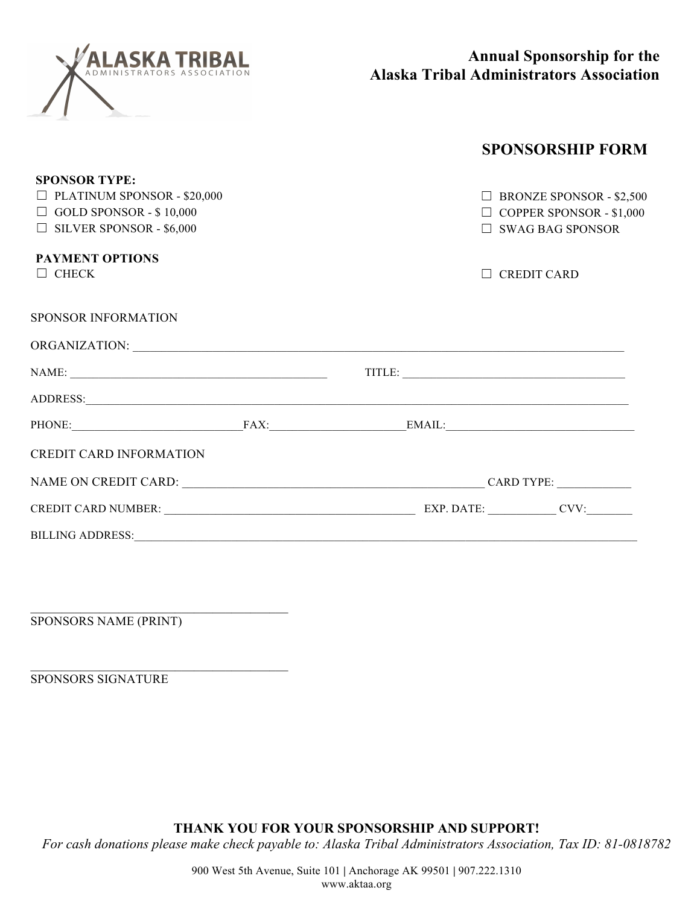ALASKA TRIBAL
ADMINISTRATORS ASSOCIATION

## Annual Sponsorship for the Alaska Tribal Administrators Association

## SPONSORSHIP FORM

**SPONSOR TYPE:**

☐ PLATINUM SPONSOR - $20,000
☐ GOLD SPONSOR - $ 10,000
☐ SILVER SPONSOR - $6,000
☐ BRONZE SPONSOR - $2,500
☐ COPPER SPONSOR - $1,000
☐ SWAG BAG SPONSOR

**PAYMENT OPTIONS**

☐ CHECK
☐ CREDIT CARD

SPONSOR INFORMATION

ORGANIZATION: ______________________________________________

NAME: ______________________________ TITLE: ______________________________

ADDRESS: ______________________________________________

PHONE: ____________________ FAX: ____________________ EMAIL: ____________________

CREDIT CARD INFORMATION

NAME ON CREDIT CARD: ______________________________ CARD TYPE: ____________

CREDIT CARD NUMBER: ______________________________ EXP. DATE: ___________ CVV: ________

BILLING ADDRESS: ______________________________________________

______________________________
SPONSORS NAME (PRINT)

______________________________
SPONSORS SIGNATURE

**THANK YOU FOR YOUR SPONSORSHIP AND SUPPORT!**

*For cash donations please make check payable to: Alaska Tribal Administrators Association, Tax ID: 81-0818782*

900 West 5th Avenue, Suite 101 | Anchorage AK 99501 | 907.222.1310
www.aktaa.org